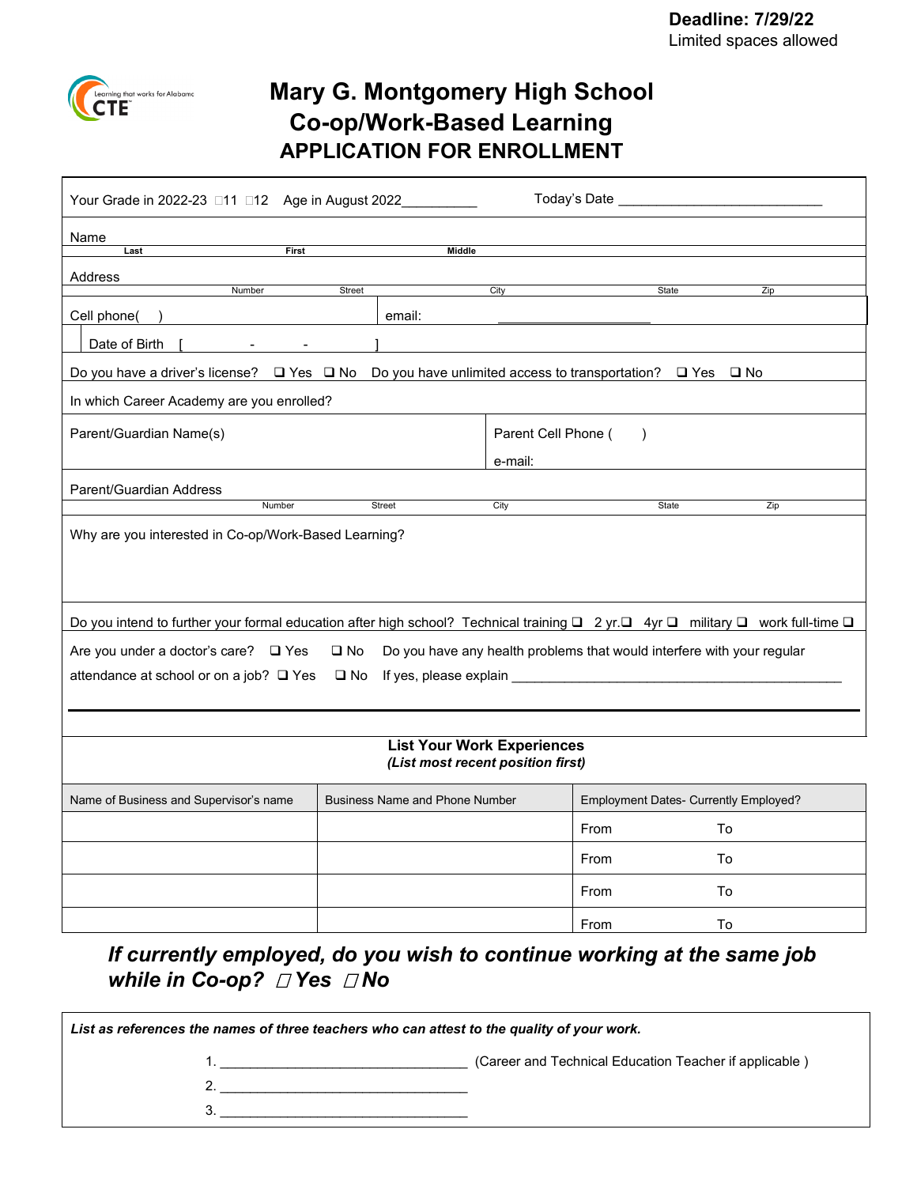**Deadline: 7/29/22**
Limited spaces allowed

# Mary G. Montgomery High School
# Co-op/Work-Based Learning
## APPLICATION FOR ENROLLMENT

Your Grade in 2022-23 ☐11 ☐12 Age in August 2022__________ Today's Date ___________________________

Name
Last First Middle

Address
Number Street City State Zip

Cell phone( ) email: ____________________

Date of Birth [ - - ]

Do you have a driver's license? ❑ Yes ❑ No Do you have unlimited access to transportation? ❑ Yes ❑ No

In which Career Academy are you enrolled?

Parent/Guardian Name(s)

Parent Cell Phone ( )

e-mail:

Parent/Guardian Address
Number Street City State Zip

Why are you interested in Co-op/Work-Based Learning?

Do you intend to further your formal education after high school? Technical training ❑ 2 yr.❑ 4yr ❑ military ❑ work full-time ❑

Are you under a doctor's care? ❑ Yes ❑ No Do you have any health problems that would interfere with your regular attendance at school or on a job? ❑ Yes ❑ No If yes, please explain _______________________________________________

**List Your Work Experiences**
***(List most recent position first)***

| Name of Business and Supervisor's name | Business Name and Phone Number | Employment Dates- Currently Employed? |
|---|---|---|
| | | From To |
| | | From To |
| | | From To |
| | | From To |

***If currently employed, do you wish to continue working at the same job while in Co-op? ☐Yes ☐No***

***List as references the names of three teachers who can attest to the quality of your work.***

1. __________________________________ (Career and Technical Education Teacher if applicable )
2. __________________________________
3. __________________________________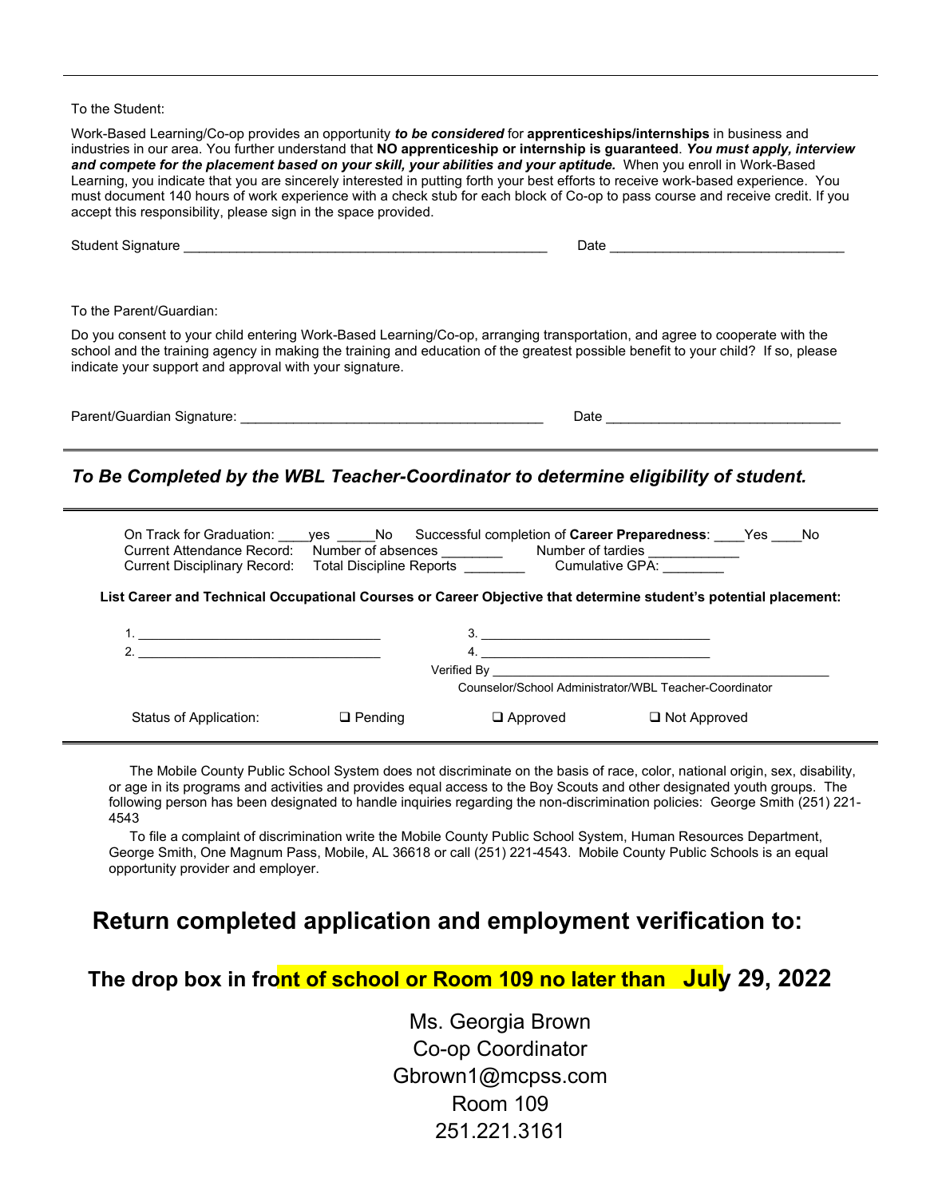---

To the Student:

Work-Based Learning/Co-op provides an opportunity ***to be considered*** for **apprenticeships/internships** in business and industries in our area. You further understand that **NO apprenticeship or internship is guaranteed**. ***You must apply, interview and compete for the placement based on your skill, your abilities and your aptitude.*** When you enroll in Work-Based Learning, you indicate that you are sincerely interested in putting forth your best efforts to receive work-based experience. You must document 140 hours of work experience with a check stub for each block of Co-op to pass course and receive credit. If you accept this responsibility, please sign in the space provided.

Student Signature ________________________________________________ Date ______________________________

To the Parent/Guardian:

Do you consent to your child entering Work-Based Learning/Co-op, arranging transportation, and agree to cooperate with the school and the training agency in making the training and education of the greatest possible benefit to your child? If so, please indicate your support and approval with your signature.

Parent/Guardian Signature: ________________________________________ Date ______________________________

---

***To Be Completed by the WBL Teacher-Coordinator to determine eligibility of student.***

---

On Track for Graduation: ____yes _____No   Successful completion of **Career Preparedness**: ____Yes ____No
Current Attendance Record:   Number of absences ________   Number of tardies ___________
Current Disciplinary Record:   Total Discipline Reports ________   Cumulative GPA: ________

**List Career and Technical Occupational Courses or Career Objective that determine student's potential placement:**

1. ________________________________
2. ________________________________
3. ______________________________
4. ______________________________

Verified By _____________________________________________
Counselor/School Administrator/WBL Teacher-Coordinator

Status of Application:   ❑ Pending   ❑ Approved   ❑ Not Approved

---

The Mobile County Public School System does not discriminate on the basis of race, color, national origin, sex, disability, or age in its programs and activities and provides equal access to the Boy Scouts and other designated youth groups. The following person has been designated to handle inquiries regarding the non-discrimination policies: George Smith (251) 221-4543

To file a complaint of discrimination write the Mobile County Public School System, Human Resources Department, George Smith, One Magnum Pass, Mobile, AL 36618 or call (251) 221-4543. Mobile County Public Schools is an equal opportunity provider and employer.

## Return completed application and employment verification to:

### The drop box in front of school or Room 109 no later than July 29, 2022

Ms. Georgia Brown
Co-op Coordinator
Gbrown1@mcpss.com
Room 109
251.221.3161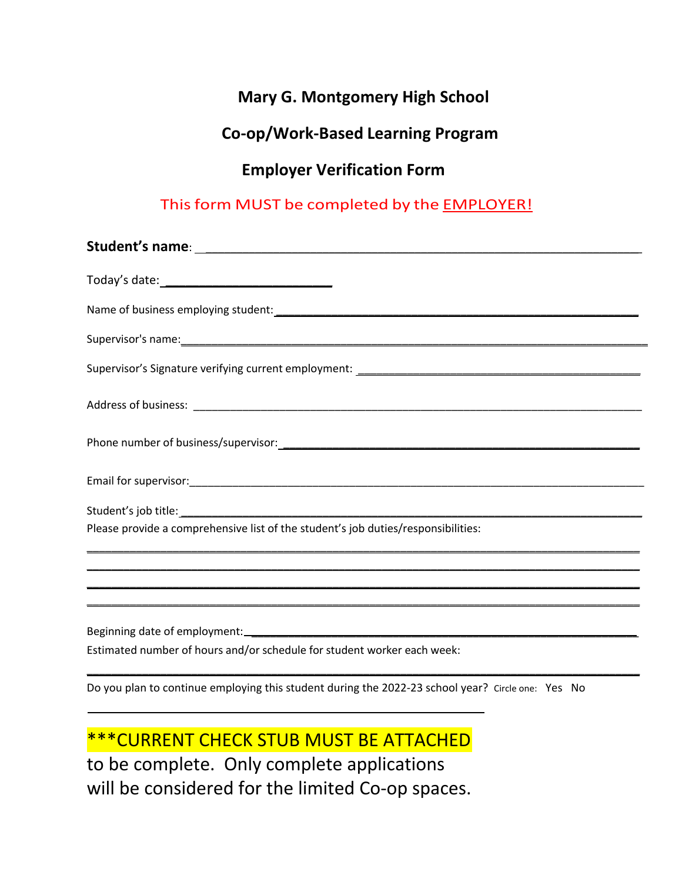# Mary G. Montgomery High School

## Co-op/Work-Based Learning Program

## Employer Verification Form

This form MUST be completed by the EMPLOYER!

**Student's name**: ____________________________________________________________

Today's date: ________________________

Name of business employing student: ____________________________________________________

Supervisor's name: ____________________________________________________________________

Supervisor's Signature verifying current employment: ___________________________________________

Address of business: ___________________________________________________________________

Phone number of business/supervisor: ___________________________________________________

Email for supervisor: ___________________________________________________________________

Student's job title: ____________________________________________________________________

Please provide a comprehensive list of the student's job duties/responsibilities:

_____________________________________________________________________________________

_____________________________________________________________________________________

_____________________________________________________________________________________

_____________________________________________________________________________________

Beginning date of employment: ______________________________________________________

Estimated number of hours and/or schedule for student worker each week:

_____________________________________________________________________________________

Do you plan to continue employing this student during the 2022-23 school year? Circle one: Yes No

________________________________________________________

***CURRENT CHECK STUB MUST BE ATTACHED to be complete. Only complete applications will be considered for the limited Co-op spaces.